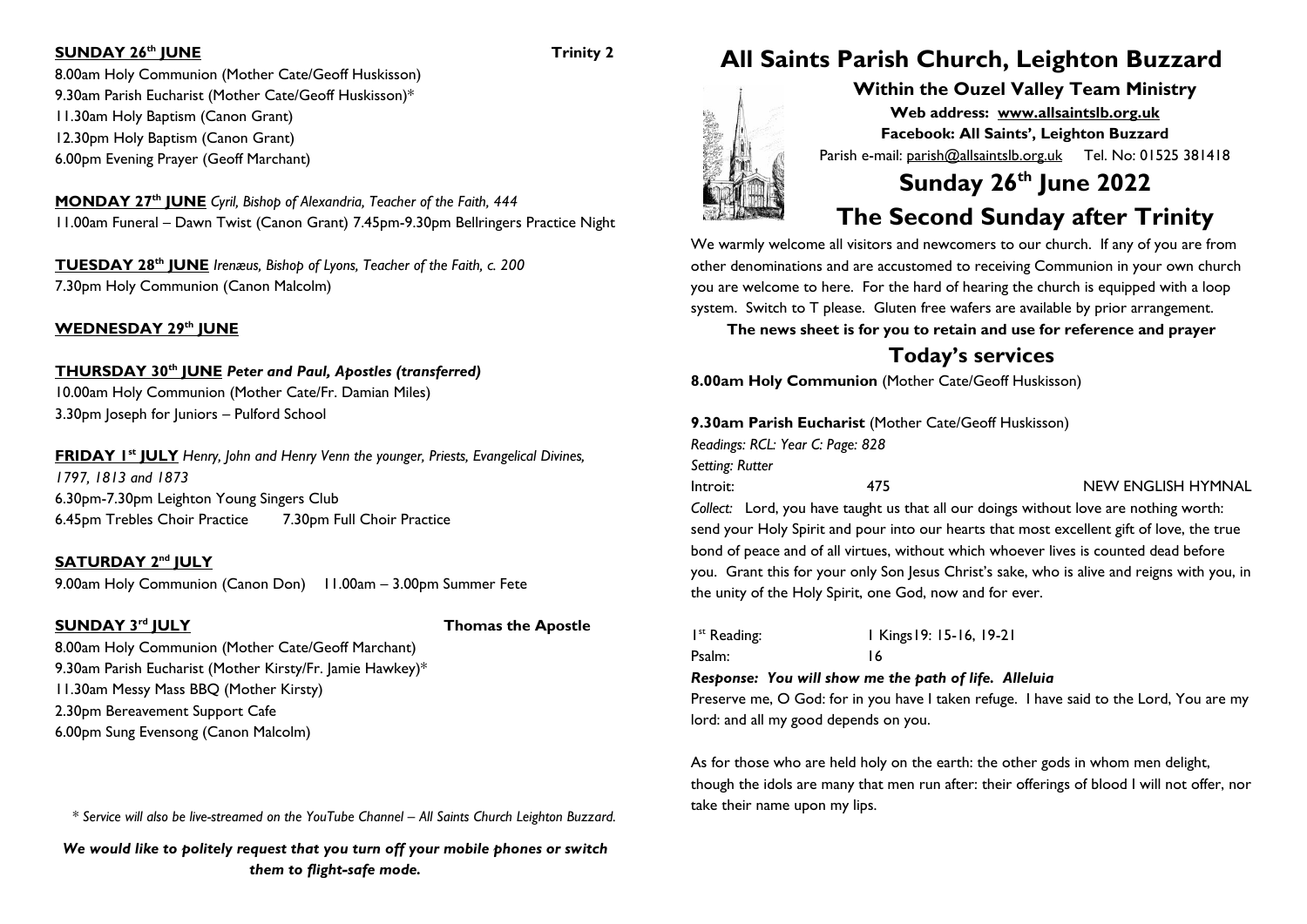**SUNDAY 26th JUNE** **Trinity 2**

8.00am Holy Communion (Mother Cate/Geoff Huskisson)
9.30am Parish Eucharist (Mother Cate/Geoff Huskisson)*
11.30am Holy Baptism (Canon Grant)
12.30pm Holy Baptism (Canon Grant)
6.00pm Evening Prayer (Geoff Marchant)

**MONDAY 27th JUNE** *Cyril, Bishop of Alexandria, Teacher of the Faith, 444*
11.00am Funeral – Dawn Twist (Canon Grant) 7.45pm-9.30pm Bellringers Practice Night

**TUESDAY 28th JUNE** *Irenæus, Bishop of Lyons, Teacher of the Faith, c. 200*
7.30pm Holy Communion (Canon Malcolm)

**WEDNESDAY 29th JUNE**

**THURSDAY 30th JUNE** ***Peter and Paul, Apostles (transferred)***
10.00am Holy Communion (Mother Cate/Fr. Damian Miles)
3.30pm Joseph for Juniors – Pulford School

**FRIDAY 1st JULY** *Henry, John and Henry Venn the younger, Priests, Evangelical Divines, 1797, 1813 and 1873*
6.30pm-7.30pm Leighton Young Singers Club
6.45pm Trebles Choir Practice 7.30pm Full Choir Practice

**SATURDAY 2nd JULY**
9.00am Holy Communion (Canon Don) 11.00am – 3.00pm Summer Fete

**SUNDAY 3rd JULY** **Thomas the Apostle**

8.00am Holy Communion (Mother Cate/Geoff Marchant)
9.30am Parish Eucharist (Mother Kirsty/Fr. Jamie Hawkey)*
11.30am Messy Mass BBQ (Mother Kirsty)
2.30pm Bereavement Support Cafe
6.00pm Sung Evensong (Canon Malcolm)

*\* Service will also be live-streamed on the YouTube Channel – All Saints Church Leighton Buzzard.*

***We would like to politely request that you turn off your mobile phones or switch them to flight-safe mode.***

# All Saints Parish Church, Leighton Buzzard

**Within the Ouzel Valley Team Ministry**

**Web address: www.allsaintslb.org.uk**

**Facebook: All Saints', Leighton Buzzard**

Parish e-mail: parish@allsaintslb.org.uk Tel. No: 01525 381418

# Sunday 26th June 2022

# The Second Sunday after Trinity

We warmly welcome all visitors and newcomers to our church. If any of you are from other denominations and are accustomed to receiving Communion in your own church you are welcome to here. For the hard of hearing the church is equipped with a loop system. Switch to T please. Gluten free wafers are available by prior arrangement.

**The news sheet is for you to retain and use for reference and prayer**

## Today's services

**8.00am Holy Communion** (Mother Cate/Geoff Huskisson)

**9.30am Parish Eucharist** (Mother Cate/Geoff Huskisson)

*Readings: RCL: Year C: Page: 828*

*Setting: Rutter*

Introit: 475 NEW ENGLISH HYMNAL

*Collect:* Lord, you have taught us that all our doings without love are nothing worth: send your Holy Spirit and pour into our hearts that most excellent gift of love, the true bond of peace and of all virtues, without which whoever lives is counted dead before you. Grant this for your only Son Jesus Christ's sake, who is alive and reigns with you, in the unity of the Holy Spirit, one God, now and for ever.

1st Reading: 1 Kings19: 15-16, 19-21

Psalm: 16

***Response: You will show me the path of life. Alleluia***

Preserve me, O God: for in you have I taken refuge. I have said to the Lord, You are my lord: and all my good depends on you.

As for those who are held holy on the earth: the other gods in whom men delight, though the idols are many that men run after: their offerings of blood I will not offer, nor take their name upon my lips.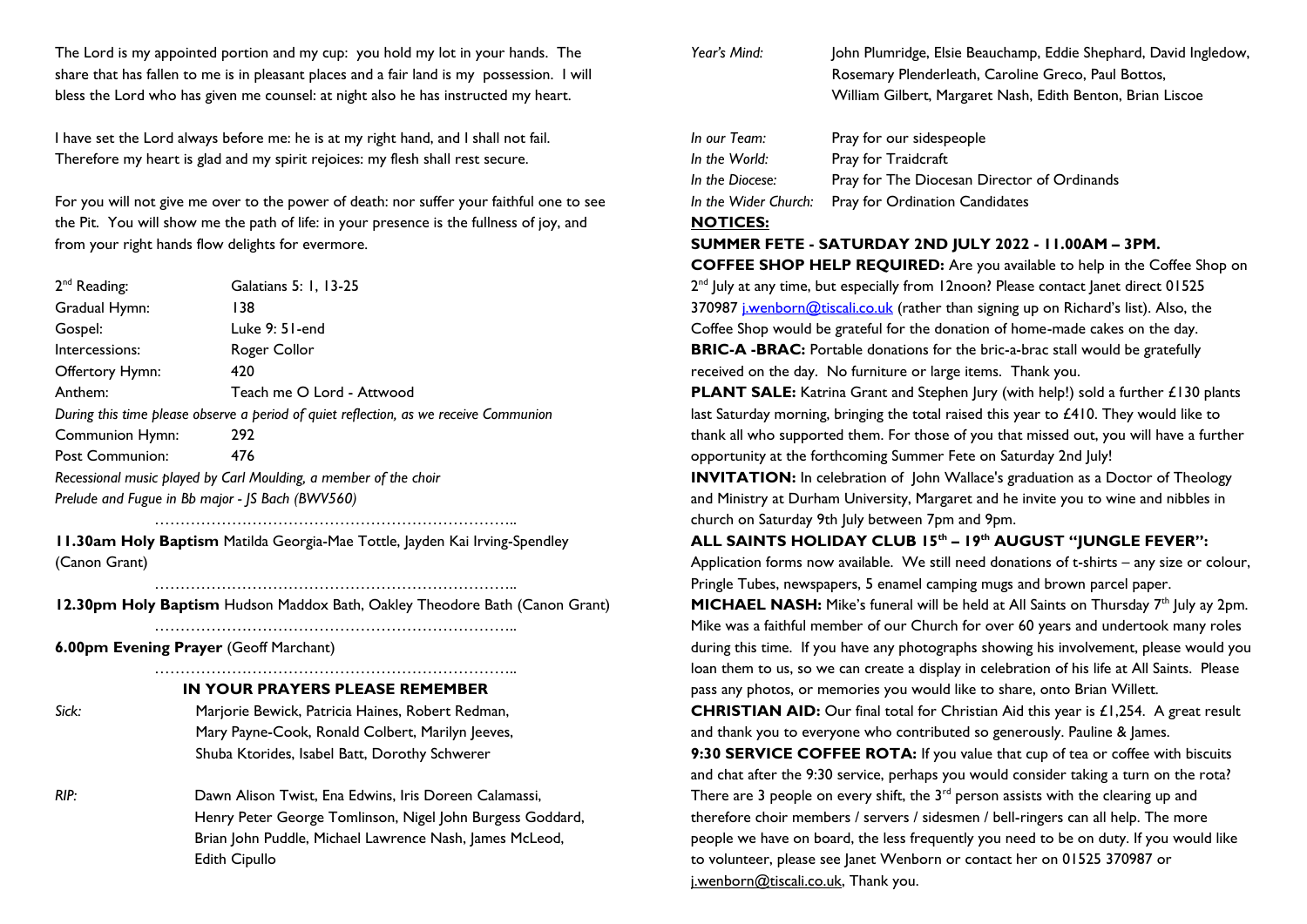The Lord is my appointed portion and my cup: you hold my lot in your hands. The share that has fallen to me is in pleasant places and a fair land is my possession. I will bless the Lord who has given me counsel: at night also he has instructed my heart.

I have set the Lord always before me: he is at my right hand, and I shall not fail. Therefore my heart is glad and my spirit rejoices: my flesh shall rest secure.

For you will not give me over to the power of death: nor suffer your faithful one to see the Pit. You will show me the path of life: in your presence is the fullness of joy, and from your right hands flow delights for evermore.

| | |
|---|---|
| 2nd Reading: | Galatians 5: 1, 13-25 |
| Gradual Hymn: | 138 |
| Gospel: | Luke 9: 51-end |
| Intercessions: | Roger Collor |
| Offertory Hymn: | 420 |
| Anthem: | Teach me O Lord - Attwood |

*During this time please observe a period of quiet reflection, as we receive Communion*

| | |
|---|---|
| Communion Hymn: | 292 |
| Post Communion: | 476 |

*Recessional music played by Carl Moulding, a member of the choir*
*Prelude and Fugue in Bb major - JS Bach (BWV560)*

……………………………………………………………..

**11.30am Holy Baptism** Matilda Georgia-Mae Tottle, Jayden Kai Irving-Spendley (Canon Grant)

……………………………………………………………..

**12.30pm Holy Baptism** Hudson Maddox Bath, Oakley Theodore Bath (Canon Grant)

……………………………………………………………..

**6.00pm Evening Prayer** (Geoff Marchant)

……………………………………………………………..

**IN YOUR PRAYERS PLEASE REMEMBER**

*Sick:* Marjorie Bewick, Patricia Haines, Robert Redman, Mary Payne-Cook, Ronald Colbert, Marilyn Jeeves, Shuba Ktorides, Isabel Batt, Dorothy Schwerer

*RIP:* Dawn Alison Twist, Ena Edwins, Iris Doreen Calamassi, Henry Peter George Tomlinson, Nigel John Burgess Goddard, Brian John Puddle, Michael Lawrence Nash, James McLeod, Edith Cipullo

*Year's Mind:* John Plumridge, Elsie Beauchamp, Eddie Shephard, David Ingledow, Rosemary Plenderleath, Caroline Greco, Paul Bottos, William Gilbert, Margaret Nash, Edith Benton, Brian Liscoe

| | |
|---|---|
| *In our Team:* | Pray for our sidespeople |
| *In the World:* | Pray for Traidcraft |
| *In the Diocese:* | Pray for The Diocesan Director of Ordinands |
| *In the Wider Church:* | Pray for Ordination Candidates |

**NOTICES:**

**SUMMER FETE - SATURDAY 2ND JULY 2022 - 11.00AM – 3PM.**

**COFFEE SHOP HELP REQUIRED:** Are you available to help in the Coffee Shop on 2nd July at any time, but especially from 12noon? Please contact Janet direct 01525 370987 j.wenborn@tiscali.co.uk (rather than signing up on Richard's list). Also, the Coffee Shop would be grateful for the donation of home-made cakes on the day.

**BRIC-A -BRAC:** Portable donations for the bric-a-brac stall would be gratefully received on the day. No furniture or large items. Thank you.

**PLANT SALE:** Katrina Grant and Stephen Jury (with help!) sold a further £130 plants last Saturday morning, bringing the total raised this year to £410. They would like to thank all who supported them. For those of you that missed out, you will have a further opportunity at the forthcoming Summer Fete on Saturday 2nd July!

**INVITATION:** In celebration of John Wallace's graduation as a Doctor of Theology and Ministry at Durham University, Margaret and he invite you to wine and nibbles in church on Saturday 9th July between 7pm and 9pm.

**ALL SAINTS HOLIDAY CLUB 15th – 19th AUGUST "JUNGLE FEVER":** Application forms now available. We still need donations of t-shirts – any size or colour, Pringle Tubes, newspapers, 5 enamel camping mugs and brown parcel paper.

**MICHAEL NASH:** Mike's funeral will be held at All Saints on Thursday 7th July ay 2pm. Mike was a faithful member of our Church for over 60 years and undertook many roles during this time. If you have any photographs showing his involvement, please would you loan them to us, so we can create a display in celebration of his life at All Saints. Please pass any photos, or memories you would like to share, onto Brian Willett.

**CHRISTIAN AID:** Our final total for Christian Aid this year is £1,254. A great result and thank you to everyone who contributed so generously. Pauline & James.

**9:30 SERVICE COFFEE ROTA:** If you value that cup of tea or coffee with biscuits and chat after the 9:30 service, perhaps you would consider taking a turn on the rota? There are 3 people on every shift, the 3rd person assists with the clearing up and therefore choir members / servers / sidesmen / bell-ringers can all help. The more people we have on board, the less frequently you need to be on duty. If you would like to volunteer, please see Janet Wenborn or contact her on 01525 370987 or j.wenborn@tiscali.co.uk, Thank you.